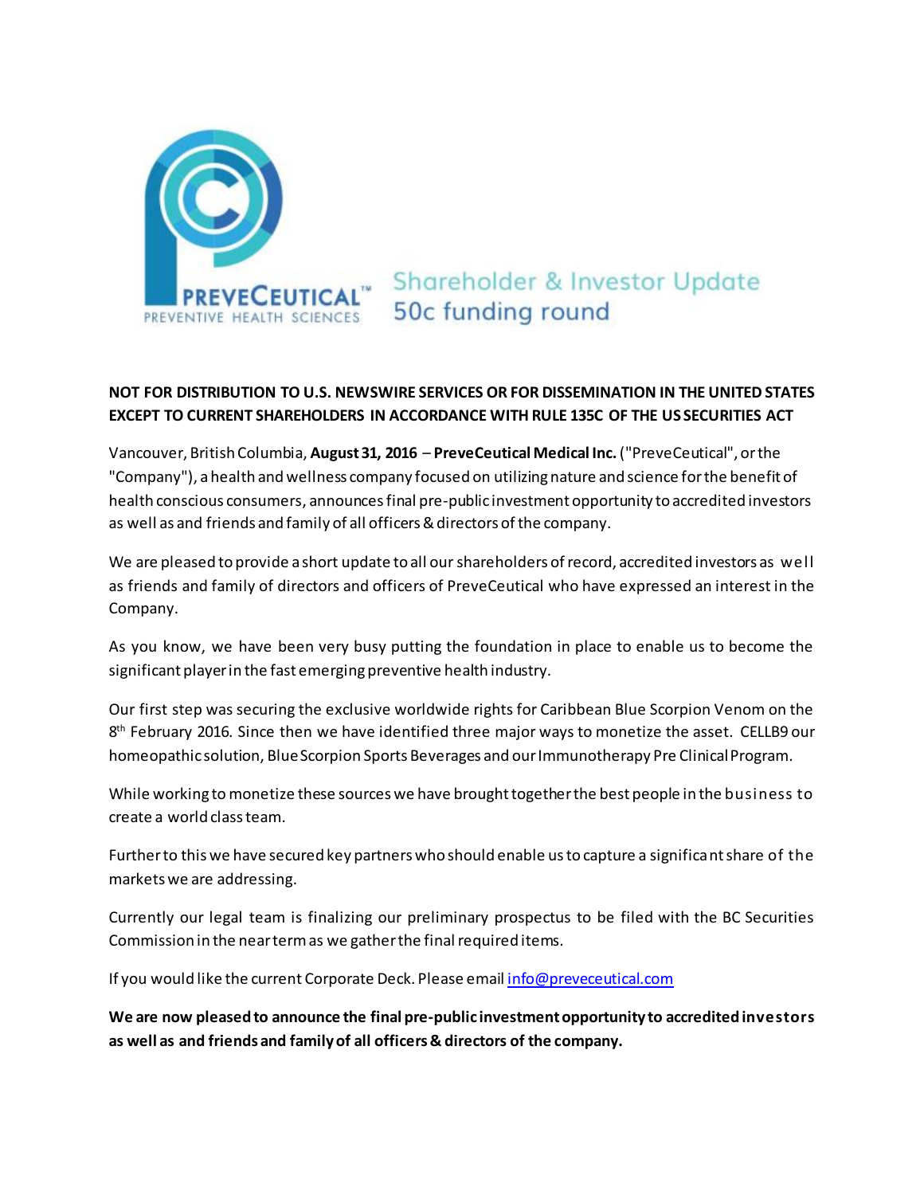PREVECEUTICAL™
PREVENTIVE HEALTH SCIENCES

# Shareholder & Investor Update
## 50c funding round

**NOT FOR DISTRIBUTION TO U.S. NEWSWIRE SERVICES OR FOR DISSEMINATION IN THE UNITED STATES EXCEPT TO CURRENT SHAREHOLDERS IN ACCORDANCE WITH RULE 135C OF THE US SECURITIES ACT**

Vancouver, British Columbia, **August 31, 2016** – **PreveCeutical Medical Inc.** ("PreveCeutical", or the "Company"), a health and wellness company focused on utilizing nature and science for the benefit of health conscious consumers, announces final pre-public investment opportunity to accredited investors as well as and friends and family of all officers & directors of the company.

We are pleased to provide a short update to all our shareholders of record, accredited investors as well as friends and family of directors and officers of PreveCeutical who have expressed an interest in the Company.

As you know, we have been very busy putting the foundation in place to enable us to become the significant player in the fast emerging preventive health industry.

Our first step was securing the exclusive worldwide rights for Caribbean Blue Scorpion Venom on the 8th February 2016. Since then we have identified three major ways to monetize the asset. CELLB9 our homeopathic solution, Blue Scorpion Sports Beverages and our Immunotherapy Pre Clinical Program.

While working to monetize these sources we have brought together the best people in the business to create a world class team.

Further to this we have secured key partners who should enable us to capture a significant share of the markets we are addressing.

Currently our legal team is finalizing our preliminary prospectus to be filed with the BC Securities Commission in the near term as we gather the final required items.

If you would like the current Corporate Deck. Please email info@preveceutical.com

**We are now pleased to announce the final pre-public investment opportunity to accredited investors as well as and friends and family of all officers & directors of the company.**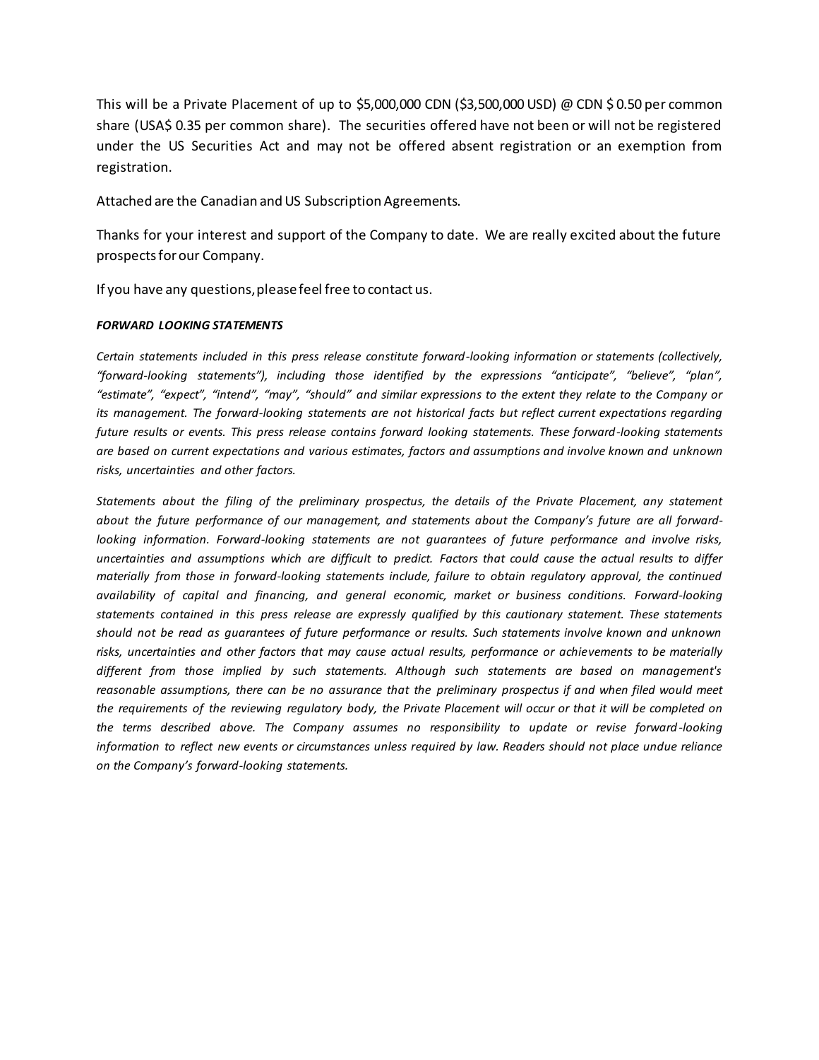This will be a Private Placement of up to $5,000,000 CDN ($3,500,000 USD) @ CDN $ 0.50 per common share (USA$ 0.35 per common share). The securities offered have not been or will not be registered under the US Securities Act and may not be offered absent registration or an exemption from registration.

Attached are the Canadian and US Subscription Agreements.

Thanks for your interest and support of the Company to date. We are really excited about the future prospects for our Company.

If you have any questions, please feel free to contact us.

***FORWARD LOOKING STATEMENTS***

*Certain statements included in this press release constitute forward-looking information or statements (collectively, "forward-looking statements"), including those identified by the expressions "anticipate", "believe", "plan", "estimate", "expect", "intend", "may", "should" and similar expressions to the extent they relate to the Company or its management. The forward-looking statements are not historical facts but reflect current expectations regarding future results or events. This press release contains forward looking statements. These forward-looking statements are based on current expectations and various estimates, factors and assumptions and involve known and unknown risks, uncertainties and other factors.*

*Statements about the filing of the preliminary prospectus, the details of the Private Placement, any statement about the future performance of our management, and statements about the Company's future are all forward-looking information. Forward-looking statements are not guarantees of future performance and involve risks, uncertainties and assumptions which are difficult to predict. Factors that could cause the actual results to differ materially from those in forward-looking statements include, failure to obtain regulatory approval, the continued availability of capital and financing, and general economic, market or business conditions. Forward-looking statements contained in this press release are expressly qualified by this cautionary statement. These statements should not be read as guarantees of future performance or results. Such statements involve known and unknown risks, uncertainties and other factors that may cause actual results, performance or achievements to be materially different from those implied by such statements. Although such statements are based on management's reasonable assumptions, there can be no assurance that the preliminary prospectus if and when filed would meet the requirements of the reviewing regulatory body, the Private Placement will occur or that it will be completed on the terms described above. The Company assumes no responsibility to update or revise forward-looking information to reflect new events or circumstances unless required by law. Readers should not place undue reliance on the Company's forward-looking statements.*